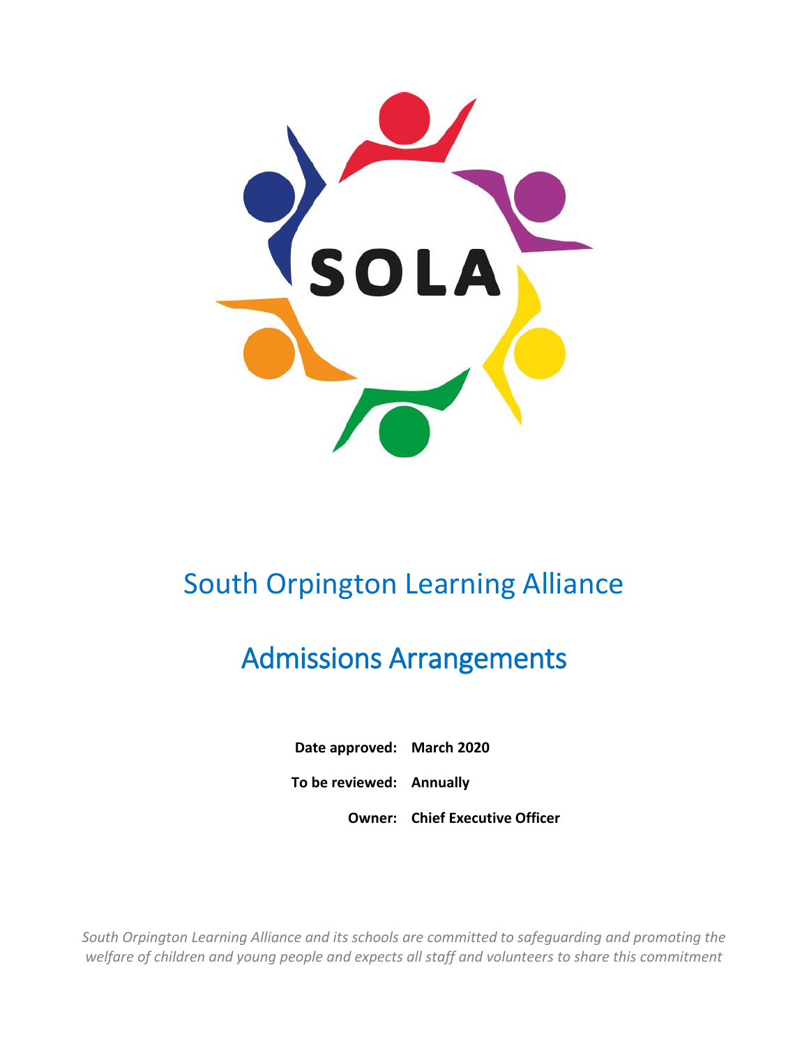SOLA

# South Orpington Learning Alliance

# Admissions Arrangements

**Date approved:** **March 2020**

**To be reviewed:** **Annually**

**Owner:** **Chief Executive Officer**

*South Orpington Learning Alliance and its schools are committed to safeguarding and promoting the welfare of children and young people and expects all staff and volunteers to share this commitment*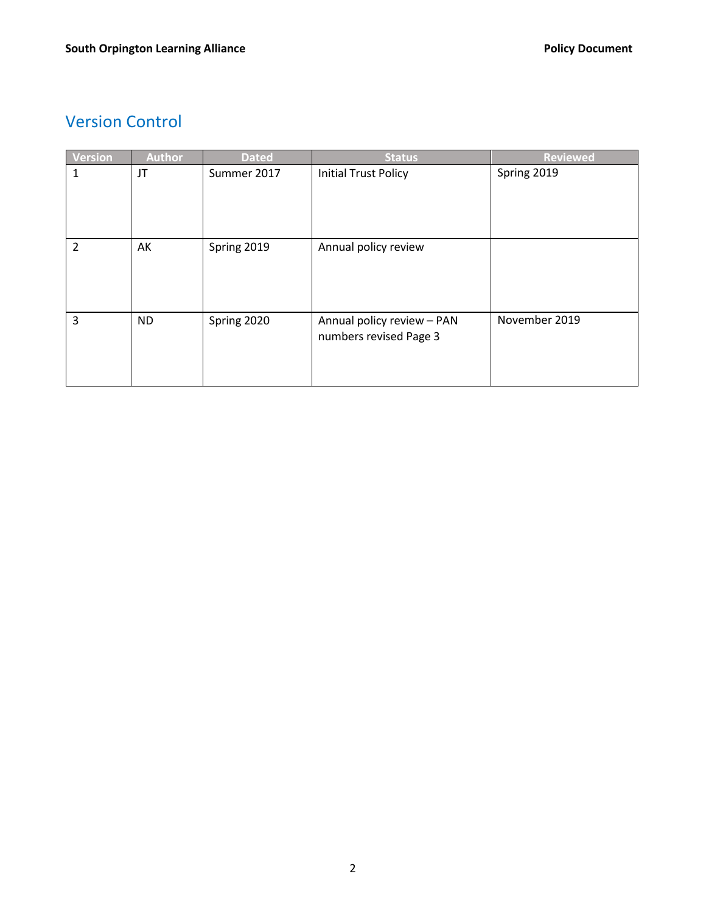## Version Control

| Version | Author | Dated | Status | Reviewed |
|---|---|---|---|---|
| 1 | JT | Summer 2017 | Initial Trust Policy | Spring 2019 |
| 2 | AK | Spring 2019 | Annual policy review | |
| 3 | ND | Spring 2020 | Annual policy review – PAN numbers revised Page 3 | November 2019 |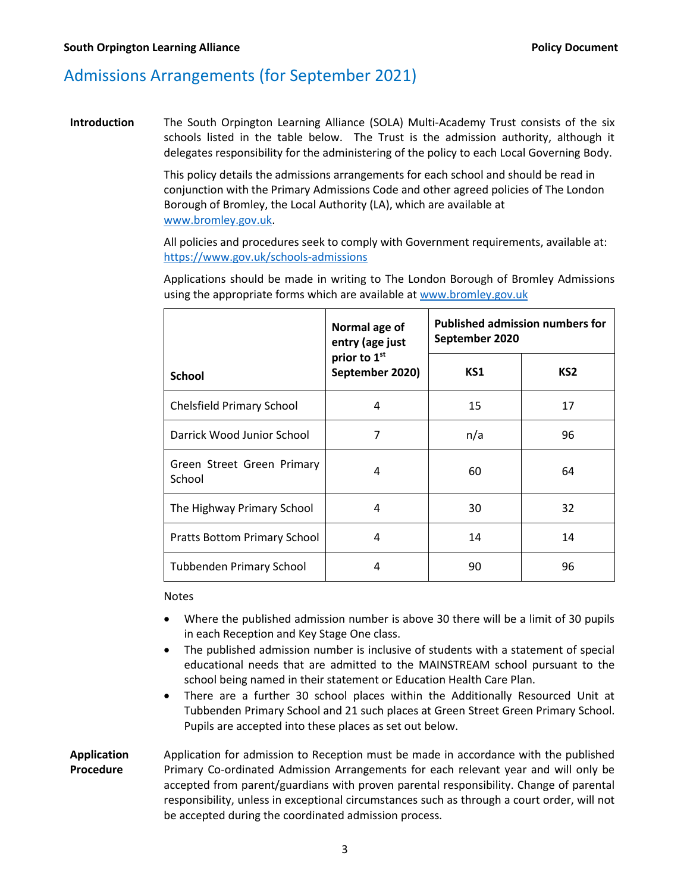# Admissions Arrangements (for September 2021)

**Introduction**

The South Orpington Learning Alliance (SOLA) Multi-Academy Trust consists of the six schools listed in the table below. The Trust is the admission authority, although it delegates responsibility for the administering of the policy to each Local Governing Body.

This policy details the admissions arrangements for each school and should be read in conjunction with the Primary Admissions Code and other agreed policies of The London Borough of Bromley, the Local Authority (LA), which are available at [www.bromley.gov.uk](www.bromley.gov.uk).

All policies and procedures seek to comply with Government requirements, available at: [https://www.gov.uk/schools-admissions](https://www.gov.uk/schools-admissions)

Applications should be made in writing to The London Borough of Bromley Admissions using the appropriate forms which are available at [www.bromley.gov.uk](www.bromley.gov.uk)

| School | Normal age of entry (age just prior to 1st September 2020) | Published admission numbers for September 2020 | |
|---|---|---|---|
| | | KS1 | KS2 |
| Chelsfield Primary School | 4 | 15 | 17 |
| Darrick Wood Junior School | 7 | n/a | 96 |
| Green Street Green Primary School | 4 | 60 | 64 |
| The Highway Primary School | 4 | 30 | 32 |
| Pratts Bottom Primary School | 4 | 14 | 14 |
| Tubbenden Primary School | 4 | 90 | 96 |

Notes

- Where the published admission number is above 30 there will be a limit of 30 pupils in each Reception and Key Stage One class.
- The published admission number is inclusive of students with a statement of special educational needs that are admitted to the MAINSTREAM school pursuant to the school being named in their statement or Education Health Care Plan.
- There are a further 30 school places within the Additionally Resourced Unit at Tubbenden Primary School and 21 such places at Green Street Green Primary School. Pupils are accepted into these places as set out below.

**Application Procedure**

Application for admission to Reception must be made in accordance with the published Primary Co-ordinated Admission Arrangements for each relevant year and will only be accepted from parent/guardians with proven parental responsibility. Change of parental responsibility, unless in exceptional circumstances such as through a court order, will not be accepted during the coordinated admission process.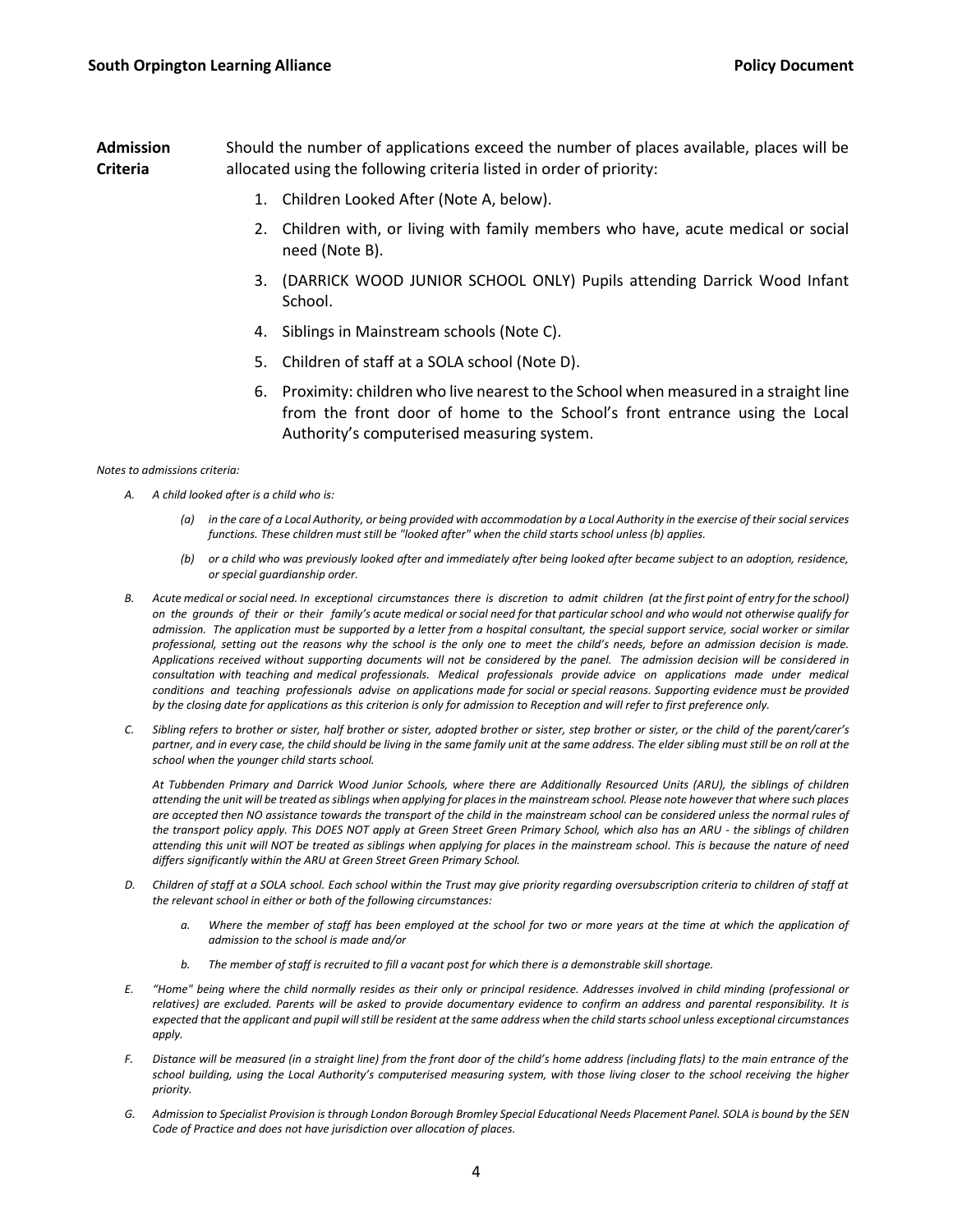**Admission Criteria**

Should the number of applications exceed the number of places available, places will be allocated using the following criteria listed in order of priority:

1. Children Looked After (Note A, below).
2. Children with, or living with family members who have, acute medical or social need (Note B).
3. (DARRICK WOOD JUNIOR SCHOOL ONLY) Pupils attending Darrick Wood Infant School.
4. Siblings in Mainstream schools (Note C).
5. Children of staff at a SOLA school (Note D).
6. Proximity: children who live nearest to the School when measured in a straight line from the front door of home to the School's front entrance using the Local Authority's computerised measuring system.

*Notes to admissions criteria:*

A. *A child looked after is a child who is:*

   (a) *in the care of a Local Authority, or being provided with accommodation by a Local Authority in the exercise of their social services functions. These children must still be "looked after" when the child starts school unless (b) applies.*

   (b) *or a child who was previously looked after and immediately after being looked after became subject to an adoption, residence, or special guardianship order.*

B. *Acute medical or social need. In exceptional circumstances there is discretion to admit children (at the first point of entry for the school) on the grounds of their or their family's acute medical or social need for that particular school and who would not otherwise qualify for admission. The application must be supported by a letter from a hospital consultant, the special support service, social worker or similar professional, setting out the reasons why the school is the only one to meet the child's needs, before an admission decision is made. Applications received without supporting documents will not be considered by the panel. The admission decision will be considered in consultation with teaching and medical professionals. Medical professionals provide advice on applications made under medical conditions and teaching professionals advise on applications made for social or special reasons. Supporting evidence must be provided by the closing date for applications as this criterion is only for admission to Reception and will refer to first preference only.*

C. *Sibling refers to brother or sister, half brother or sister, adopted brother or sister, step brother or sister, or the child of the parent/carer's partner, and in every case, the child should be living in the same family unit at the same address. The elder sibling must still be on roll at the school when the younger child starts school.*

   *At Tubbenden Primary and Darrick Wood Junior Schools, where there are Additionally Resourced Units (ARU), the siblings of children attending the unit will be treated as siblings when applying for places in the mainstream school. Please note however that where such places are accepted then NO assistance towards the transport of the child in the mainstream school can be considered unless the normal rules of the transport policy apply. This DOES NOT apply at Green Street Green Primary School, which also has an ARU - the siblings of children attending this unit will NOT be treated as siblings when applying for places in the mainstream school. This is because the nature of need differs significantly within the ARU at Green Street Green Primary School.*

D. *Children of staff at a SOLA school. Each school within the Trust may give priority regarding oversubscription criteria to children of staff at the relevant school in either or both of the following circumstances:*

   a. *Where the member of staff has been employed at the school for two or more years at the time at which the application of admission to the school is made and/or*

   b. *The member of staff is recruited to fill a vacant post for which there is a demonstrable skill shortage.*

E. *"Home" being where the child normally resides as their only or principal residence. Addresses involved in child minding (professional or relatives) are excluded. Parents will be asked to provide documentary evidence to confirm an address and parental responsibility. It is expected that the applicant and pupil will still be resident at the same address when the child starts school unless exceptional circumstances apply.*

F. *Distance will be measured (in a straight line) from the front door of the child's home address (including flats) to the main entrance of the school building, using the Local Authority's computerised measuring system, with those living closer to the school receiving the higher priority.*

G. *Admission to Specialist Provision is through London Borough Bromley Special Educational Needs Placement Panel. SOLA is bound by the SEN Code of Practice and does not have jurisdiction over allocation of places.*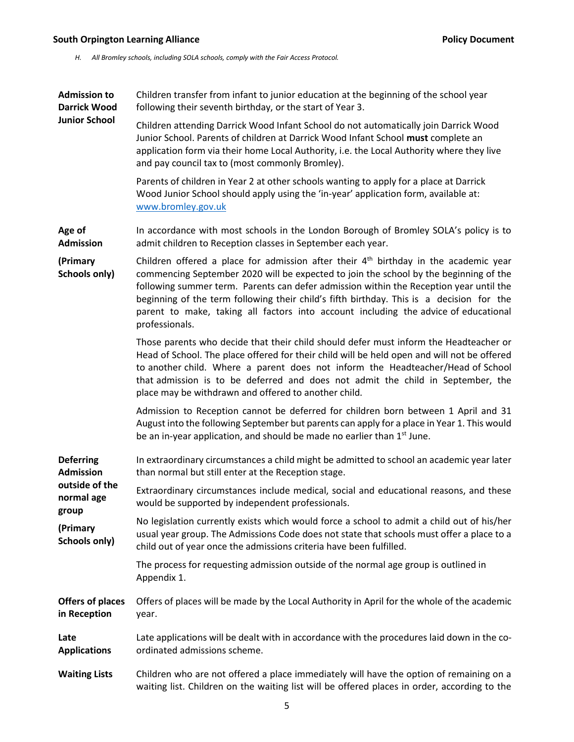*H. All Bromley schools, including SOLA schools, comply with the Fair Access Protocol.*

**Admission to Darrick Wood Junior School**

Children transfer from infant to junior education at the beginning of the school year following their seventh birthday, or the start of Year 3.

Children attending Darrick Wood Infant School do not automatically join Darrick Wood Junior School. Parents of children at Darrick Wood Infant School **must** complete an application form via their home Local Authority, i.e. the Local Authority where they live and pay council tax to (most commonly Bromley).

Parents of children in Year 2 at other schools wanting to apply for a place at Darrick Wood Junior School should apply using the 'in-year' application form, available at: [www.bromley.gov.uk](http://www.bromley.gov.uk)

**Age of Admission (Primary Schools only)**

In accordance with most schools in the London Borough of Bromley SOLA's policy is to admit children to Reception classes in September each year.

Children offered a place for admission after their 4th birthday in the academic year commencing September 2020 will be expected to join the school by the beginning of the following summer term. Parents can defer admission within the Reception year until the beginning of the term following their child's fifth birthday. This is a decision for the parent to make, taking all factors into account including the advice of educational professionals.

Those parents who decide that their child should defer must inform the Headteacher or Head of School. The place offered for their child will be held open and will not be offered to another child. Where a parent does not inform the Headteacher/Head of School that admission is to be deferred and does not admit the child in September, the place may be withdrawn and offered to another child.

Admission to Reception cannot be deferred for children born between 1 April and 31 August into the following September but parents can apply for a place in Year 1. This would be an in-year application, and should be made no earlier than 1st June.

**Deferring Admission outside of the normal age group (Primary Schools only)**

In extraordinary circumstances a child might be admitted to school an academic year later than normal but still enter at the Reception stage.

Extraordinary circumstances include medical, social and educational reasons, and these would be supported by independent professionals.

No legislation currently exists which would force a school to admit a child out of his/her usual year group. The Admissions Code does not state that schools must offer a place to a child out of year once the admissions criteria have been fulfilled.

The process for requesting admission outside of the normal age group is outlined in Appendix 1.

**Offers of places in Reception**

Offers of places will be made by the Local Authority in April for the whole of the academic year.

**Late Applications**

Late applications will be dealt with in accordance with the procedures laid down in the co-ordinated admissions scheme.

**Waiting Lists**

Children who are not offered a place immediately will have the option of remaining on a waiting list. Children on the waiting list will be offered places in order, according to the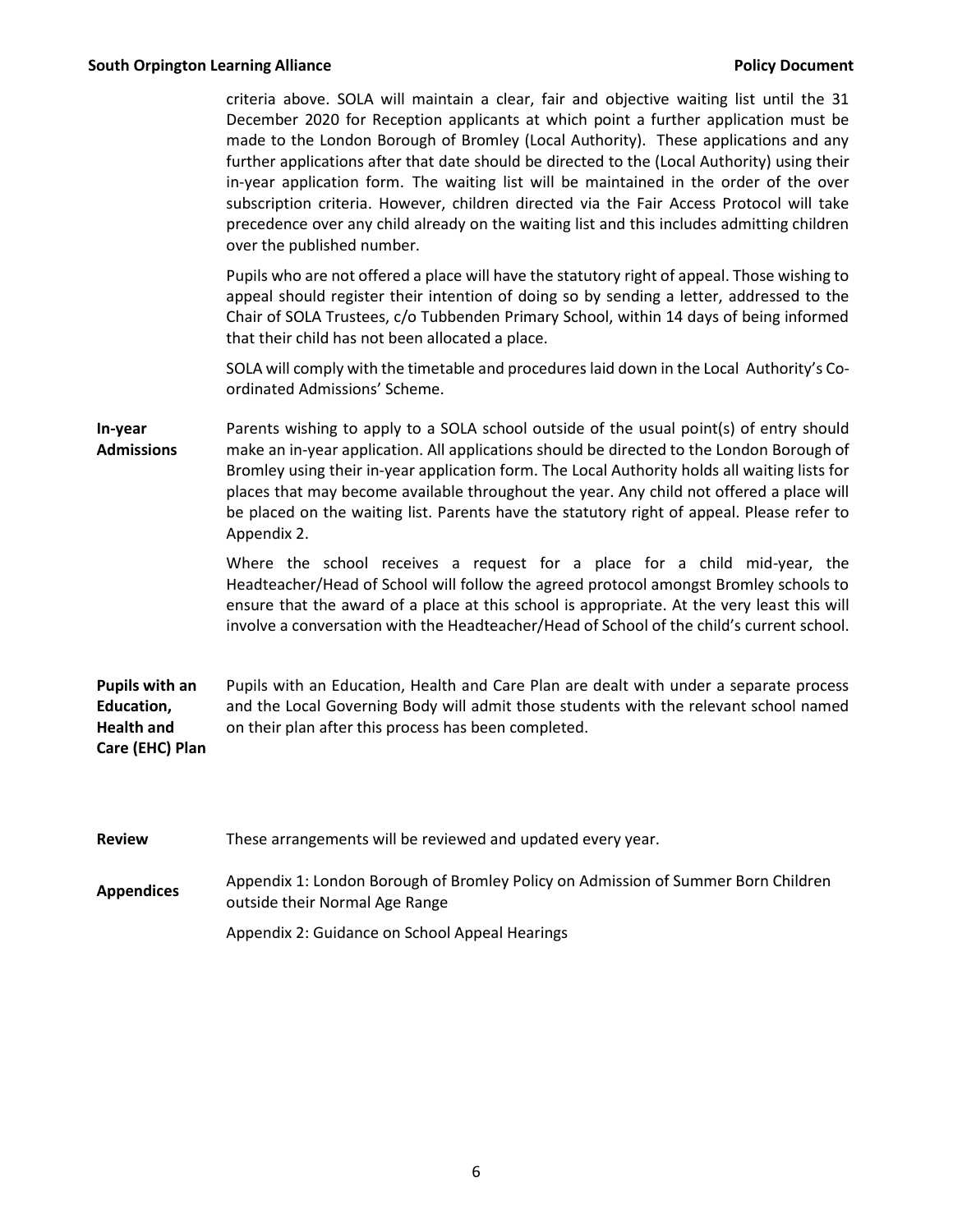criteria above. SOLA will maintain a clear, fair and objective waiting list until the 31 December 2020 for Reception applicants at which point a further application must be made to the London Borough of Bromley (Local Authority). These applications and any further applications after that date should be directed to the (Local Authority) using their in-year application form. The waiting list will be maintained in the order of the over subscription criteria. However, children directed via the Fair Access Protocol will take precedence over any child already on the waiting list and this includes admitting children over the published number.

Pupils who are not offered a place will have the statutory right of appeal. Those wishing to appeal should register their intention of doing so by sending a letter, addressed to the Chair of SOLA Trustees, c/o Tubbenden Primary School, within 14 days of being informed that their child has not been allocated a place.

SOLA will comply with the timetable and procedures laid down in the Local Authority's Co-ordinated Admissions' Scheme.

**In-year Admissions**

Parents wishing to apply to a SOLA school outside of the usual point(s) of entry should make an in-year application. All applications should be directed to the London Borough of Bromley using their in-year application form. The Local Authority holds all waiting lists for places that may become available throughout the year. Any child not offered a place will be placed on the waiting list. Parents have the statutory right of appeal. Please refer to Appendix 2.

Where the school receives a request for a place for a child mid-year, the Headteacher/Head of School will follow the agreed protocol amongst Bromley schools to ensure that the award of a place at this school is appropriate. At the very least this will involve a conversation with the Headteacher/Head of School of the child's current school.

**Pupils with an Education, Health and Care (EHC) Plan**

Pupils with an Education, Health and Care Plan are dealt with under a separate process and the Local Governing Body will admit those students with the relevant school named on their plan after this process has been completed.

**Review**

These arrangements will be reviewed and updated every year.

**Appendices**

Appendix 1: London Borough of Bromley Policy on Admission of Summer Born Children outside their Normal Age Range

Appendix 2: Guidance on School Appeal Hearings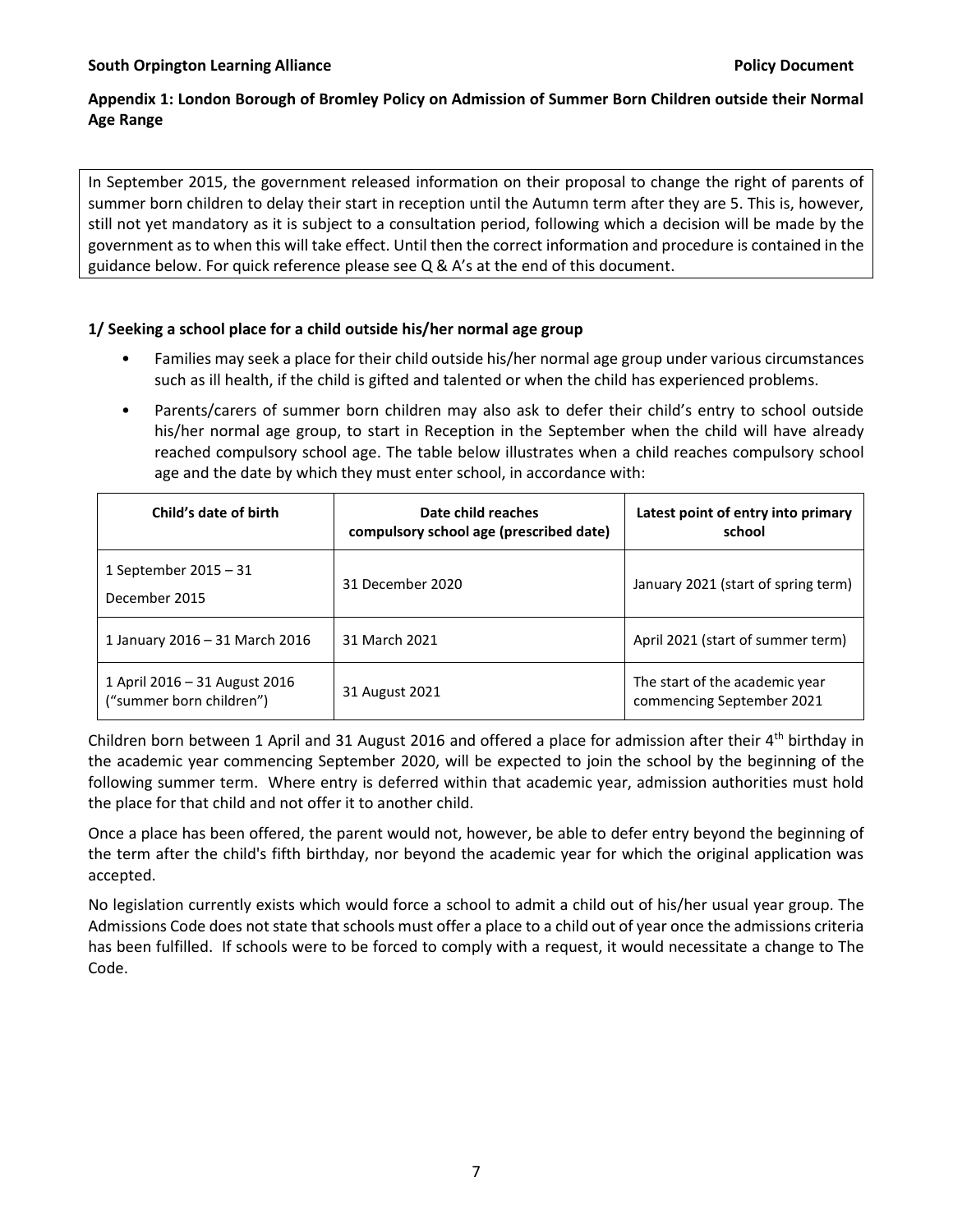## Appendix 1: London Borough of Bromley Policy on Admission of Summer Born Children outside their Normal Age Range

In September 2015, the government released information on their proposal to change the right of parents of summer born children to delay their start in reception until the Autumn term after they are 5. This is, however, still not yet mandatory as it is subject to a consultation period, following which a decision will be made by the government as to when this will take effect. Until then the correct information and procedure is contained in the guidance below. For quick reference please see Q & A's at the end of this document.

### 1/ Seeking a school place for a child outside his/her normal age group

- Families may seek a place for their child outside his/her normal age group under various circumstances such as ill health, if the child is gifted and talented or when the child has experienced problems.
- Parents/carers of summer born children may also ask to defer their child's entry to school outside his/her normal age group, to start in Reception in the September when the child will have already reached compulsory school age. The table below illustrates when a child reaches compulsory school age and the date by which they must enter school, in accordance with:

| Child's date of birth | Date child reaches compulsory school age (prescribed date) | Latest point of entry into primary school |
|---|---|---|
| 1 September 2015 – 31 December 2015 | 31 December 2020 | January 2021 (start of spring term) |
| 1 January 2016 – 31 March 2016 | 31 March 2021 | April 2021 (start of summer term) |
| 1 April 2016 – 31 August 2016 ("summer born children") | 31 August 2021 | The start of the academic year commencing September 2021 |

Children born between 1 April and 31 August 2016 and offered a place for admission after their 4th birthday in the academic year commencing September 2020, will be expected to join the school by the beginning of the following summer term. Where entry is deferred within that academic year, admission authorities must hold the place for that child and not offer it to another child.

Once a place has been offered, the parent would not, however, be able to defer entry beyond the beginning of the term after the child's fifth birthday, nor beyond the academic year for which the original application was accepted.

No legislation currently exists which would force a school to admit a child out of his/her usual year group. The Admissions Code does not state that schools must offer a place to a child out of year once the admissions criteria has been fulfilled. If schools were to be forced to comply with a request, it would necessitate a change to The Code.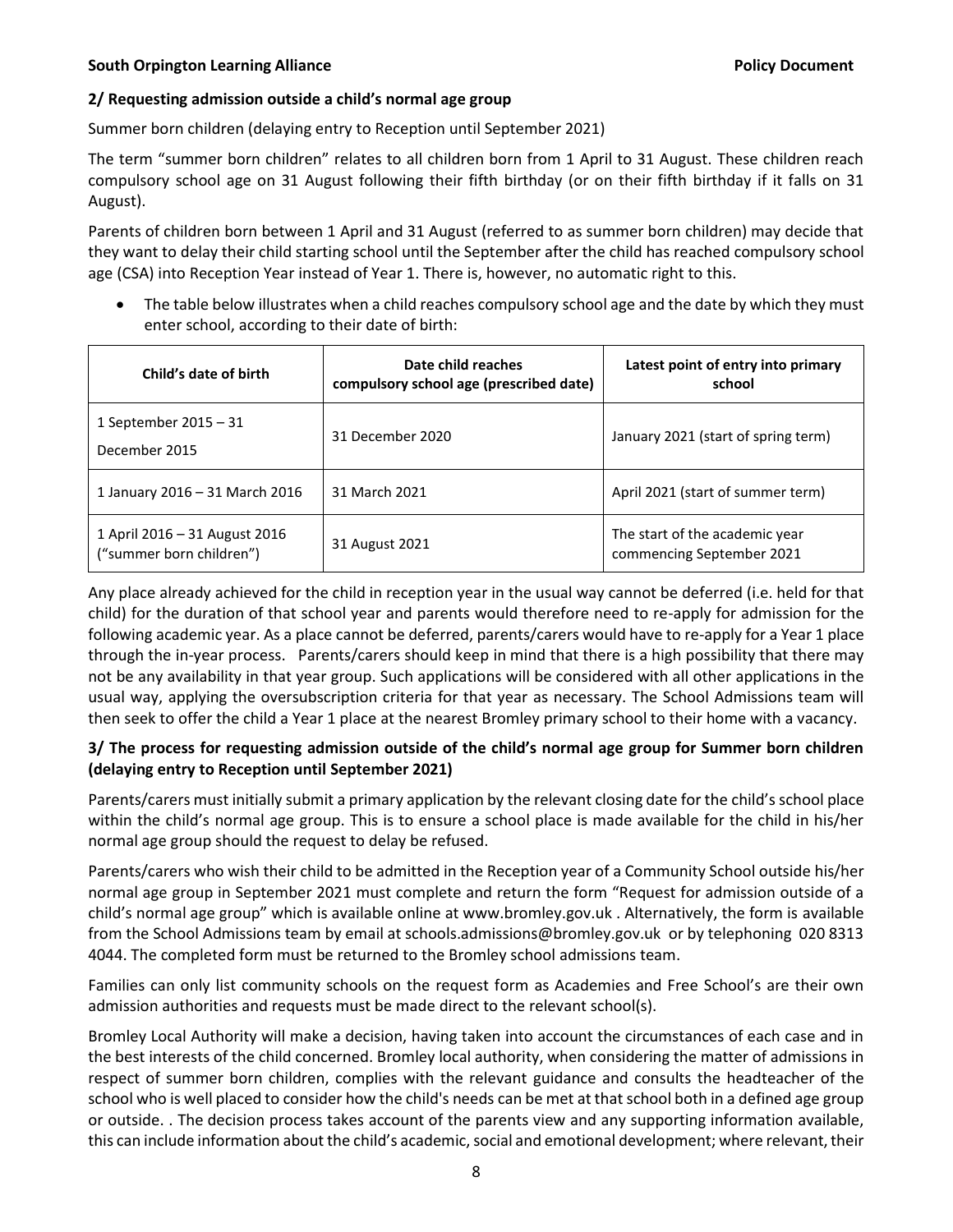## 2/ Requesting admission outside a child's normal age group

Summer born children (delaying entry to Reception until September 2021)

The term "summer born children" relates to all children born from 1 April to 31 August. These children reach compulsory school age on 31 August following their fifth birthday (or on their fifth birthday if it falls on 31 August).

Parents of children born between 1 April and 31 August (referred to as summer born children) may decide that they want to delay their child starting school until the September after the child has reached compulsory school age (CSA) into Reception Year instead of Year 1. There is, however, no automatic right to this.

- The table below illustrates when a child reaches compulsory school age and the date by which they must enter school, according to their date of birth:

| Child's date of birth | Date child reaches compulsory school age (prescribed date) | Latest point of entry into primary school |
|---|---|---|
| 1 September 2015 – 31 December 2015 | 31 December 2020 | January 2021 (start of spring term) |
| 1 January 2016 – 31 March 2016 | 31 March 2021 | April 2021 (start of summer term) |
| 1 April 2016 – 31 August 2016 ("summer born children") | 31 August 2021 | The start of the academic year commencing September 2021 |

Any place already achieved for the child in reception year in the usual way cannot be deferred (i.e. held for that child) for the duration of that school year and parents would therefore need to re-apply for admission for the following academic year. As a place cannot be deferred, parents/carers would have to re-apply for a Year 1 place through the in-year process. Parents/carers should keep in mind that there is a high possibility that there may not be any availability in that year group. Such applications will be considered with all other applications in the usual way, applying the oversubscription criteria for that year as necessary. The School Admissions team will then seek to offer the child a Year 1 place at the nearest Bromley primary school to their home with a vacancy.

## 3/ The process for requesting admission outside of the child's normal age group for Summer born children (delaying entry to Reception until September 2021)

Parents/carers must initially submit a primary application by the relevant closing date for the child's school place within the child's normal age group. This is to ensure a school place is made available for the child in his/her normal age group should the request to delay be refused.

Parents/carers who wish their child to be admitted in the Reception year of a Community School outside his/her normal age group in September 2021 must complete and return the form "Request for admission outside of a child's normal age group" which is available online at www.bromley.gov.uk . Alternatively, the form is available from the School Admissions team by email at schools.admissions@bromley.gov.uk or by telephoning 020 8313 4044. The completed form must be returned to the Bromley school admissions team.

Families can only list community schools on the request form as Academies and Free School's are their own admission authorities and requests must be made direct to the relevant school(s).

Bromley Local Authority will make a decision, having taken into account the circumstances of each case and in the best interests of the child concerned. Bromley local authority, when considering the matter of admissions in respect of summer born children, complies with the relevant guidance and consults the headteacher of the school who is well placed to consider how the child's needs can be met at that school both in a defined age group or outside. . The decision process takes account of the parents view and any supporting information available, this can include information about the child's academic, social and emotional development; where relevant, their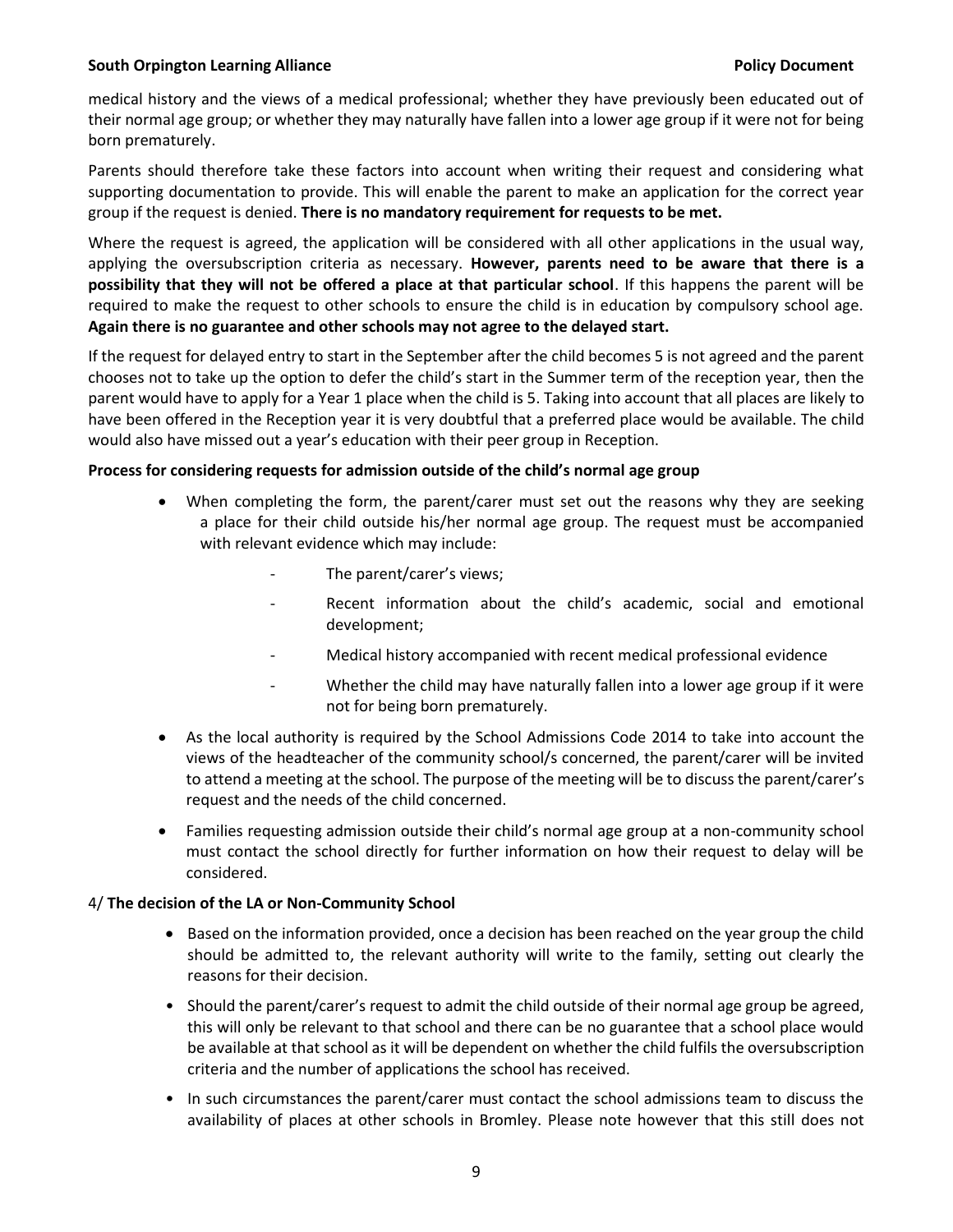medical history and the views of a medical professional; whether they have previously been educated out of their normal age group; or whether they may naturally have fallen into a lower age group if it were not for being born prematurely.

Parents should therefore take these factors into account when writing their request and considering what supporting documentation to provide. This will enable the parent to make an application for the correct year group if the request is denied. **There is no mandatory requirement for requests to be met.**

Where the request is agreed, the application will be considered with all other applications in the usual way, applying the oversubscription criteria as necessary. **However, parents need to be aware that there is a possibility that they will not be offered a place at that particular school**. If this happens the parent will be required to make the request to other schools to ensure the child is in education by compulsory school age. **Again there is no guarantee and other schools may not agree to the delayed start.**

If the request for delayed entry to start in the September after the child becomes 5 is not agreed and the parent chooses not to take up the option to defer the child's start in the Summer term of the reception year, then the parent would have to apply for a Year 1 place when the child is 5. Taking into account that all places are likely to have been offered in the Reception year it is very doubtful that a preferred place would be available. The child would also have missed out a year's education with their peer group in Reception.

**Process for considering requests for admission outside of the child's normal age group**

- When completing the form, the parent/carer must set out the reasons why they are seeking a place for their child outside his/her normal age group. The request must be accompanied with relevant evidence which may include:
  - The parent/carer's views;
  - Recent information about the child's academic, social and emotional development;
  - Medical history accompanied with recent medical professional evidence
  - Whether the child may have naturally fallen into a lower age group if it were not for being born prematurely.
- As the local authority is required by the School Admissions Code 2014 to take into account the views of the headteacher of the community school/s concerned, the parent/carer will be invited to attend a meeting at the school. The purpose of the meeting will be to discuss the parent/carer's request and the needs of the child concerned.
- Families requesting admission outside their child's normal age group at a non-community school must contact the school directly for further information on how their request to delay will be considered.

4/ **The decision of the LA or Non-Community School**

- Based on the information provided, once a decision has been reached on the year group the child should be admitted to, the relevant authority will write to the family, setting out clearly the reasons for their decision.
- Should the parent/carer's request to admit the child outside of their normal age group be agreed, this will only be relevant to that school and there can be no guarantee that a school place would be available at that school as it will be dependent on whether the child fulfils the oversubscription criteria and the number of applications the school has received.
- In such circumstances the parent/carer must contact the school admissions team to discuss the availability of places at other schools in Bromley. Please note however that this still does not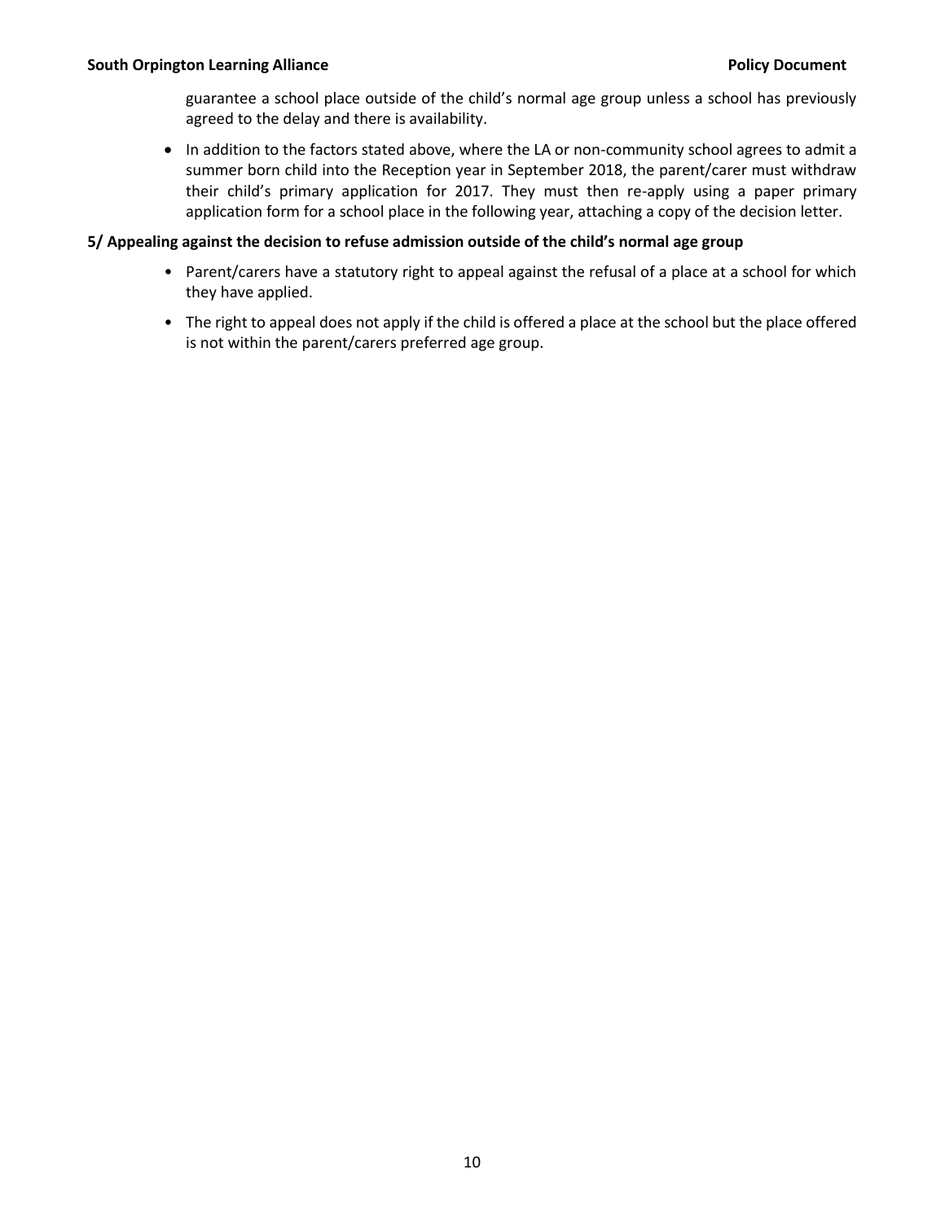guarantee a school place outside of the child's normal age group unless a school has previously agreed to the delay and there is availability.

- In addition to the factors stated above, where the LA or non-community school agrees to admit a summer born child into the Reception year in September 2018, the parent/carer must withdraw their child's primary application for 2017. They must then re-apply using a paper primary application form for a school place in the following year, attaching a copy of the decision letter.

**5/ Appealing against the decision to refuse admission outside of the child's normal age group**

- Parent/carers have a statutory right to appeal against the refusal of a place at a school for which they have applied.
- The right to appeal does not apply if the child is offered a place at the school but the place offered is not within the parent/carers preferred age group.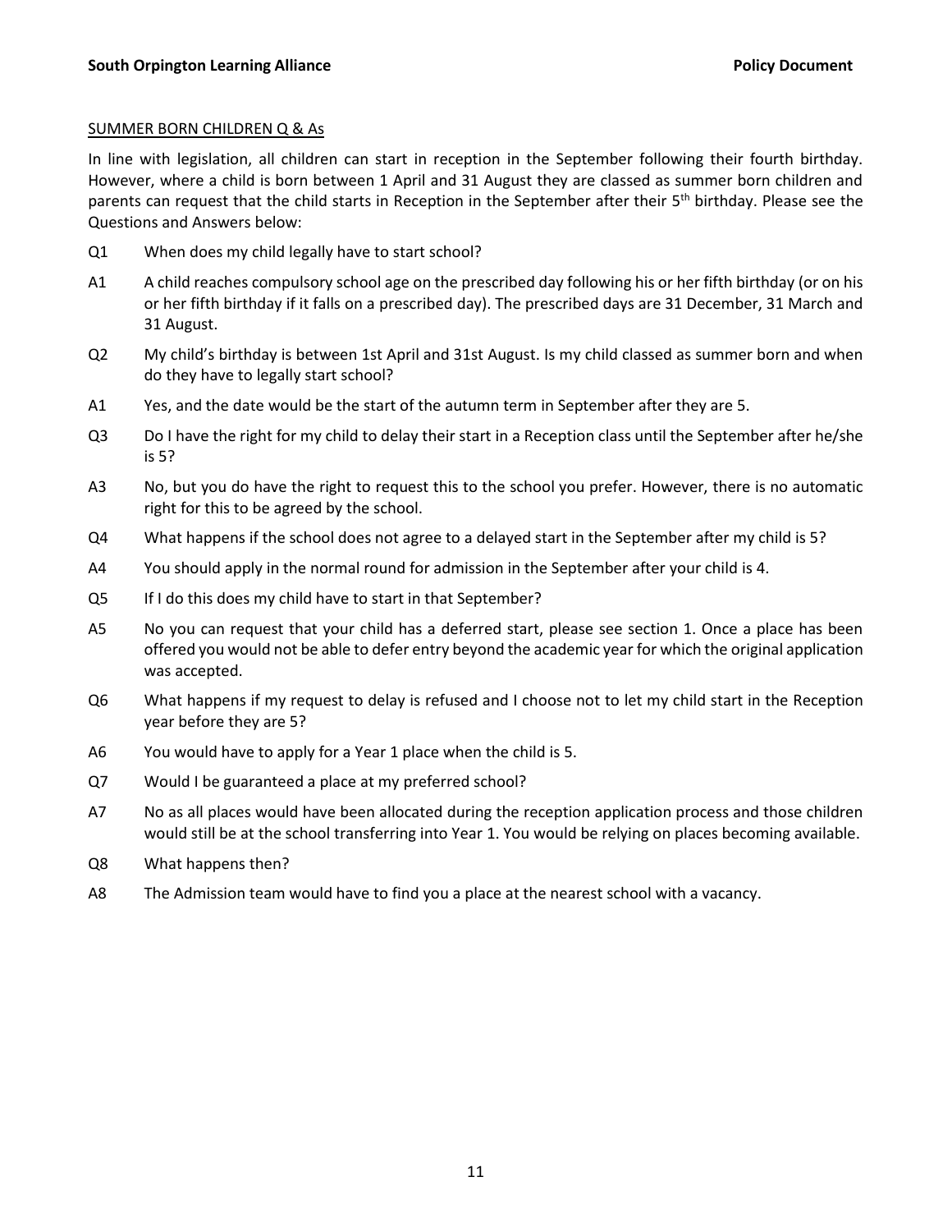<u>SUMMER BORN CHILDREN Q & As</u>

In line with legislation, all children can start in reception in the September following their fourth birthday. However, where a child is born between 1 April and 31 August they are classed as summer born children and parents can request that the child starts in Reception in the September after their 5th birthday. Please see the Questions and Answers below:

Q1 When does my child legally have to start school?

A1 A child reaches compulsory school age on the prescribed day following his or her fifth birthday (or on his or her fifth birthday if it falls on a prescribed day). The prescribed days are 31 December, 31 March and 31 August.

Q2 My child's birthday is between 1st April and 31st August. Is my child classed as summer born and when do they have to legally start school?

A1 Yes, and the date would be the start of the autumn term in September after they are 5.

Q3 Do I have the right for my child to delay their start in a Reception class until the September after he/she is 5?

A3 No, but you do have the right to request this to the school you prefer. However, there is no automatic right for this to be agreed by the school.

Q4 What happens if the school does not agree to a delayed start in the September after my child is 5?

A4 You should apply in the normal round for admission in the September after your child is 4.

Q5 If I do this does my child have to start in that September?

A5 No you can request that your child has a deferred start, please see section 1. Once a place has been offered you would not be able to defer entry beyond the academic year for which the original application was accepted.

Q6 What happens if my request to delay is refused and I choose not to let my child start in the Reception year before they are 5?

A6 You would have to apply for a Year 1 place when the child is 5.

Q7 Would I be guaranteed a place at my preferred school?

A7 No as all places would have been allocated during the reception application process and those children would still be at the school transferring into Year 1. You would be relying on places becoming available.

Q8 What happens then?

A8 The Admission team would have to find you a place at the nearest school with a vacancy.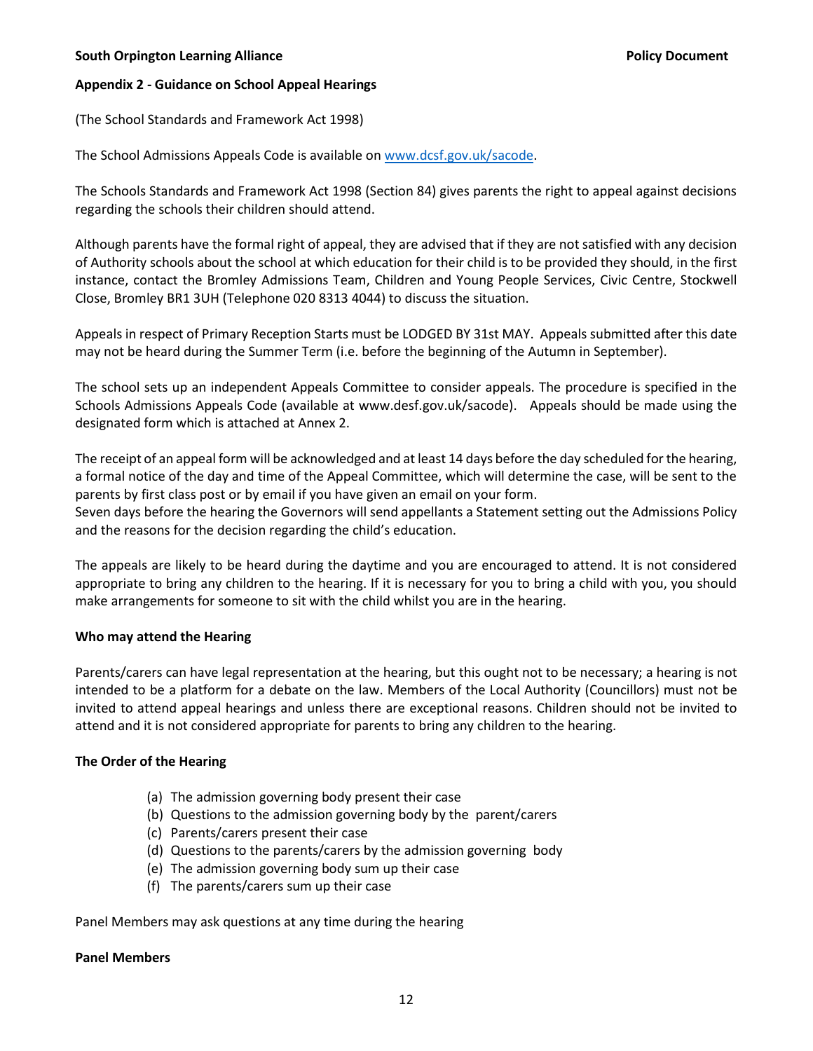**Appendix 2 - Guidance on School Appeal Hearings**

(The School Standards and Framework Act 1998)

The School Admissions Appeals Code is available on [www.dcsf.gov.uk/sacode](www.dcsf.gov.uk/sacode).

The Schools Standards and Framework Act 1998 (Section 84) gives parents the right to appeal against decisions regarding the schools their children should attend.

Although parents have the formal right of appeal, they are advised that if they are not satisfied with any decision of Authority schools about the school at which education for their child is to be provided they should, in the first instance, contact the Bromley Admissions Team, Children and Young People Services, Civic Centre, Stockwell Close, Bromley BR1 3UH (Telephone 020 8313 4044) to discuss the situation.

Appeals in respect of Primary Reception Starts must be LODGED BY 31st MAY. Appeals submitted after this date may not be heard during the Summer Term (i.e. before the beginning of the Autumn in September).

The school sets up an independent Appeals Committee to consider appeals. The procedure is specified in the Schools Admissions Appeals Code (available at www.desf.gov.uk/sacode). Appeals should be made using the designated form which is attached at Annex 2.

The receipt of an appeal form will be acknowledged and at least 14 days before the day scheduled for the hearing, a formal notice of the day and time of the Appeal Committee, which will determine the case, will be sent to the parents by first class post or by email if you have given an email on your form.
Seven days before the hearing the Governors will send appellants a Statement setting out the Admissions Policy and the reasons for the decision regarding the child's education.

The appeals are likely to be heard during the daytime and you are encouraged to attend. It is not considered appropriate to bring any children to the hearing. If it is necessary for you to bring a child with you, you should make arrangements for someone to sit with the child whilst you are in the hearing.

**Who may attend the Hearing**

Parents/carers can have legal representation at the hearing, but this ought not to be necessary; a hearing is not intended to be a platform for a debate on the law. Members of the Local Authority (Councillors) must not be invited to attend appeal hearings and unless there are exceptional reasons. Children should not be invited to attend and it is not considered appropriate for parents to bring any children to the hearing.

**The Order of the Hearing**

(a) The admission governing body present their case
(b) Questions to the admission governing body by the parent/carers
(c) Parents/carers present their case
(d) Questions to the parents/carers by the admission governing body
(e) The admission governing body sum up their case
(f) The parents/carers sum up their case

Panel Members may ask questions at any time during the hearing

**Panel Members**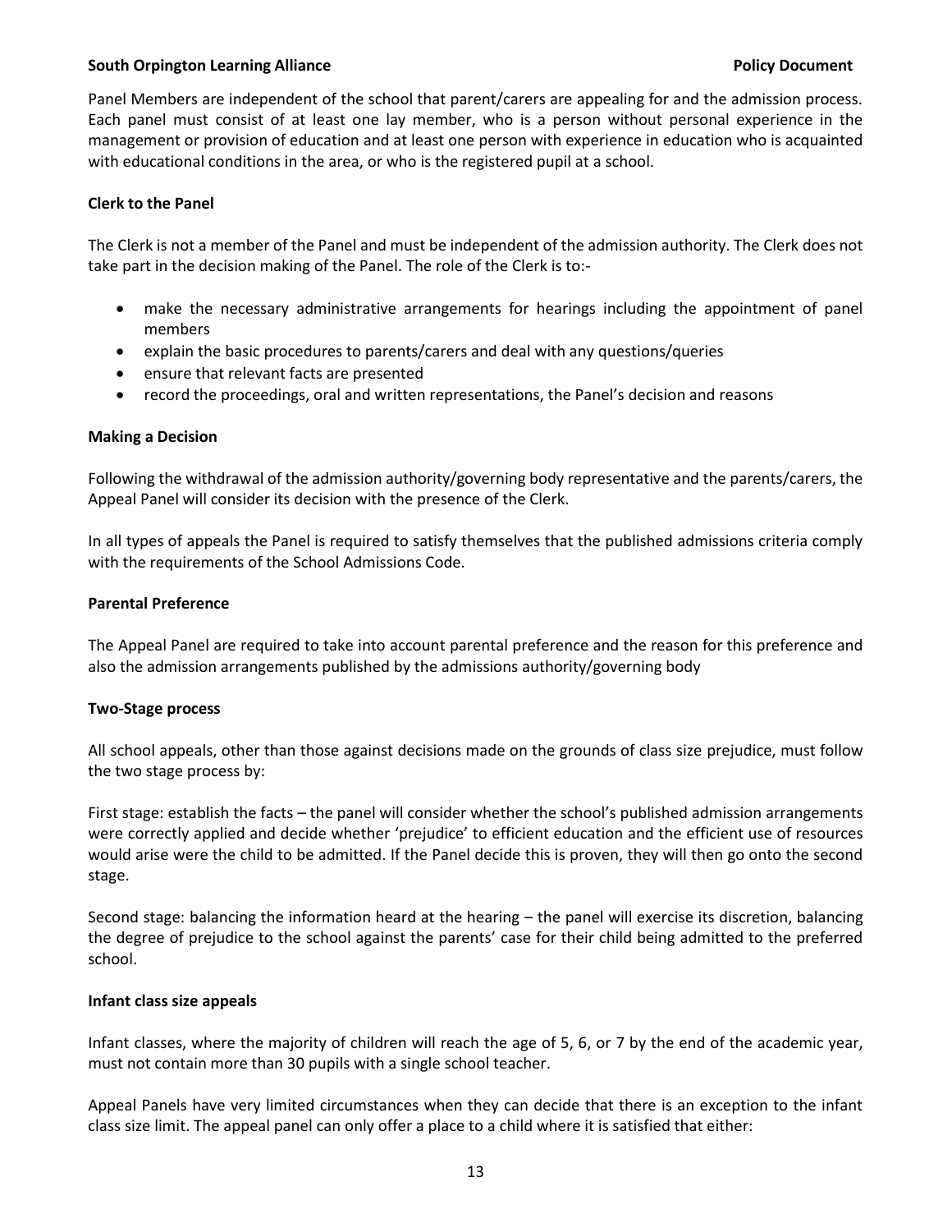Panel Members are independent of the school that parent/carers are appealing for and the admission process. Each panel must consist of at least one lay member, who is a person without personal experience in the management or provision of education and at least one person with experience in education who is acquainted with educational conditions in the area, or who is the registered pupil at a school.

**Clerk to the Panel**

The Clerk is not a member of the Panel and must be independent of the admission authority. The Clerk does not take part in the decision making of the Panel. The role of the Clerk is to:-

- make the necessary administrative arrangements for hearings including the appointment of panel members
- explain the basic procedures to parents/carers and deal with any questions/queries
- ensure that relevant facts are presented
- record the proceedings, oral and written representations, the Panel's decision and reasons

**Making a Decision**

Following the withdrawal of the admission authority/governing body representative and the parents/carers, the Appeal Panel will consider its decision with the presence of the Clerk.

In all types of appeals the Panel is required to satisfy themselves that the published admissions criteria comply with the requirements of the School Admissions Code.

**Parental Preference**

The Appeal Panel are required to take into account parental preference and the reason for this preference and also the admission arrangements published by the admissions authority/governing body

**Two-Stage process**

All school appeals, other than those against decisions made on the grounds of class size prejudice, must follow the two stage process by:

First stage: establish the facts – the panel will consider whether the school's published admission arrangements were correctly applied and decide whether 'prejudice' to efficient education and the efficient use of resources would arise were the child to be admitted. If the Panel decide this is proven, they will then go onto the second stage.

Second stage: balancing the information heard at the hearing – the panel will exercise its discretion, balancing the degree of prejudice to the school against the parents' case for their child being admitted to the preferred school.

**Infant class size appeals**

Infant classes, where the majority of children will reach the age of 5, 6, or 7 by the end of the academic year, must not contain more than 30 pupils with a single school teacher.

Appeal Panels have very limited circumstances when they can decide that there is an exception to the infant class size limit. The appeal panel can only offer a place to a child where it is satisfied that either: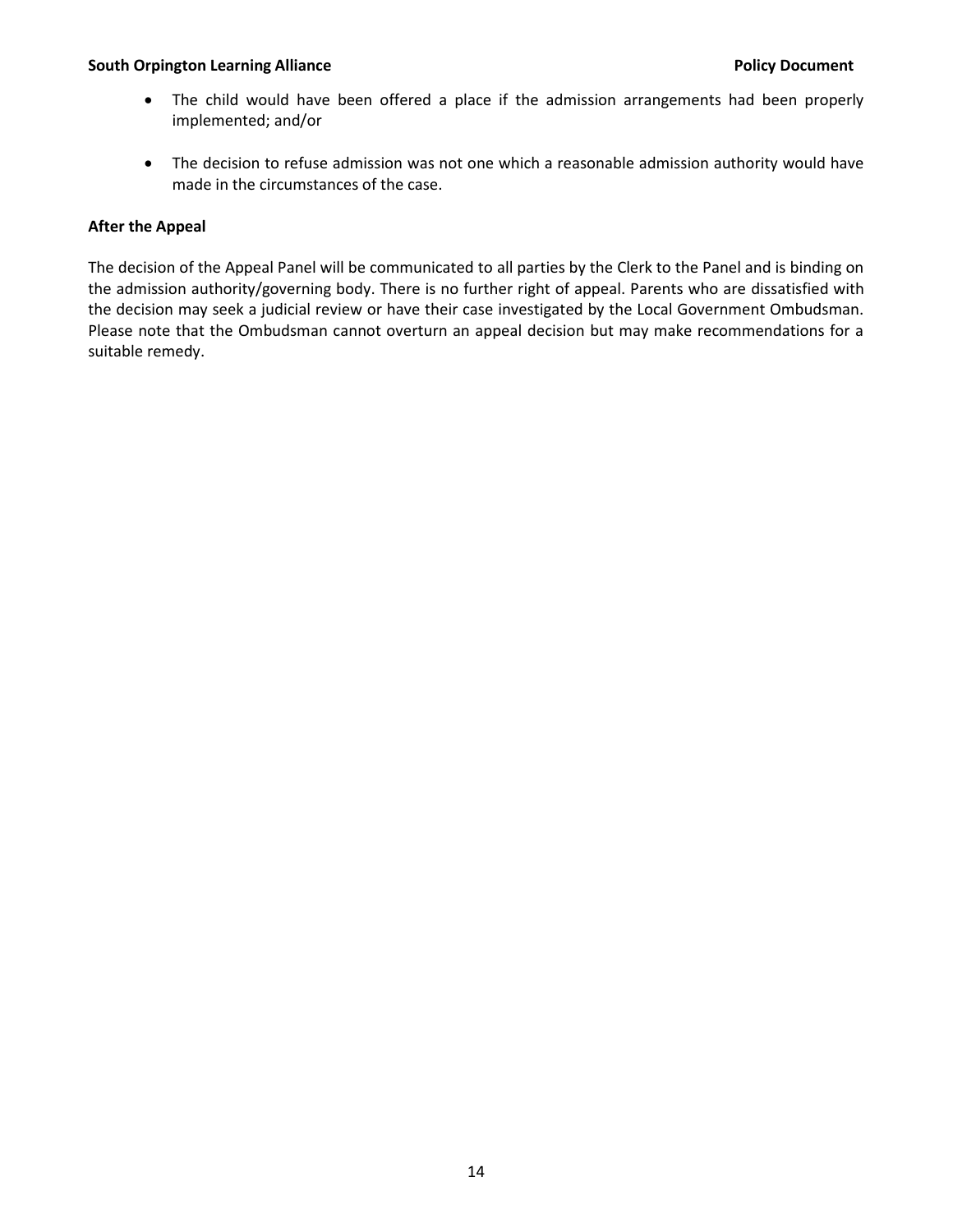- The child would have been offered a place if the admission arrangements had been properly implemented; and/or

- The decision to refuse admission was not one which a reasonable admission authority would have made in the circumstances of the case.

**After the Appeal**

The decision of the Appeal Panel will be communicated to all parties by the Clerk to the Panel and is binding on the admission authority/governing body. There is no further right of appeal. Parents who are dissatisfied with the decision may seek a judicial review or have their case investigated by the Local Government Ombudsman. Please note that the Ombudsman cannot overturn an appeal decision but may make recommendations for a suitable remedy.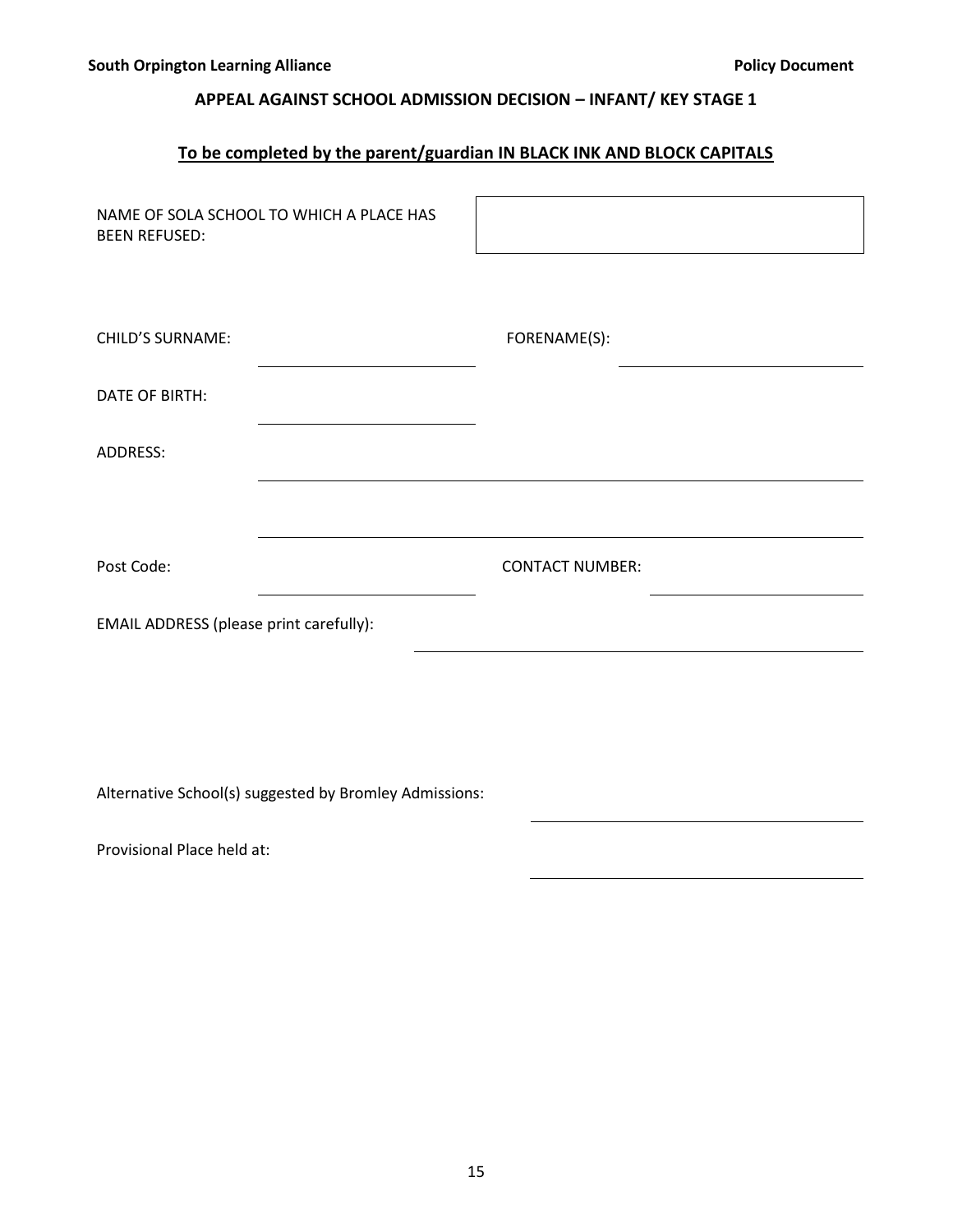## APPEAL AGAINST SCHOOL ADMISSION DECISION – INFANT/ KEY STAGE 1

**To be completed by the parent/guardian IN BLACK INK AND BLOCK CAPITALS**

NAME OF SOLA SCHOOL TO WHICH A PLACE HAS BEEN REFUSED: ____________________

CHILD'S SURNAME: ____________________ FORENAME(S): ____________________

DATE OF BIRTH: ____________________

ADDRESS: ________________________________________

________________________________________

Post Code: ____________________ CONTACT NUMBER: ____________________

EMAIL ADDRESS (please print carefully): ________________________________________

Alternative School(s) suggested by Bromley Admissions: ____________________

Provisional Place held at: ____________________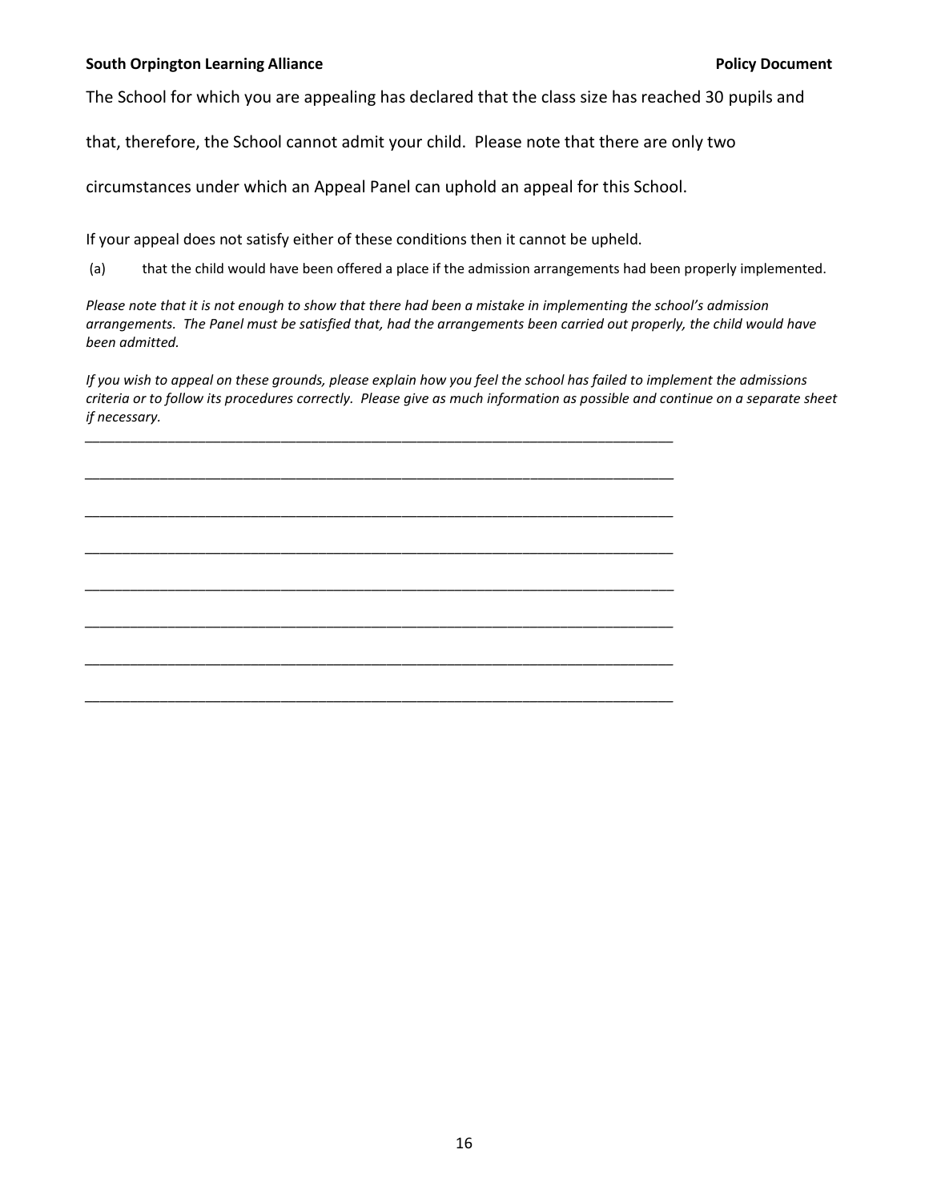The School for which you are appealing has declared that the class size has reached 30 pupils and that, therefore, the School cannot admit your child. Please note that there are only two circumstances under which an Appeal Panel can uphold an appeal for this School.

If your appeal does not satisfy either of these conditions then it cannot be upheld.

(a) that the child would have been offered a place if the admission arrangements had been properly implemented.

*Please note that it is not enough to show that there had been a mistake in implementing the school's admission arrangements. The Panel must be satisfied that, had the arrangements been carried out properly, the child would have been admitted.*

*If you wish to appeal on these grounds, please explain how you feel the school has failed to implement the admissions criteria or to follow its procedures correctly. Please give as much information as possible and continue on a separate sheet if necessary.*

______________________________________________________________________________

______________________________________________________________________________

______________________________________________________________________________

______________________________________________________________________________

______________________________________________________________________________

______________________________________________________________________________

______________________________________________________________________________

______________________________________________________________________________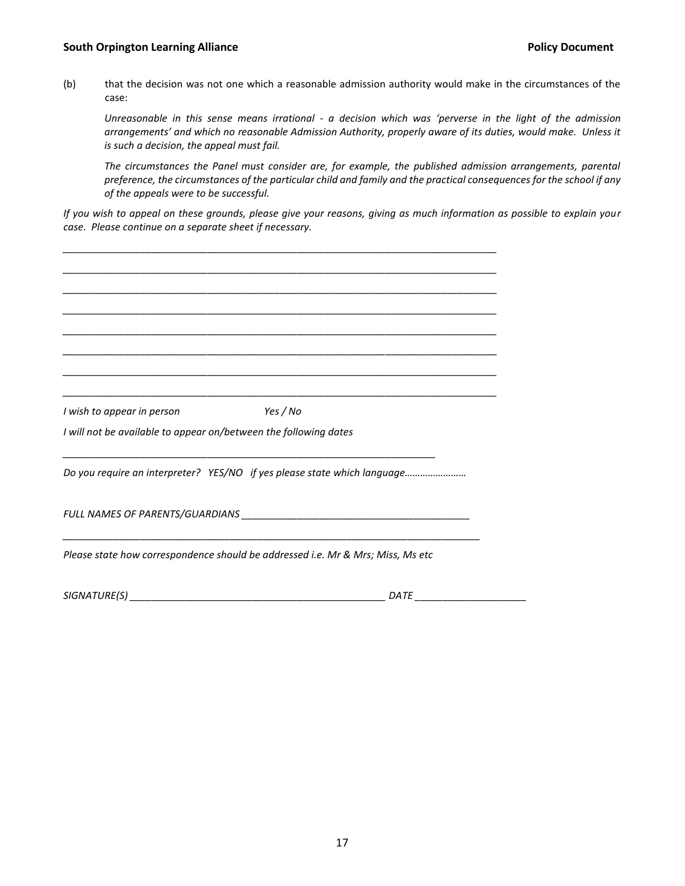(b) that the decision was not one which a reasonable admission authority would make in the circumstances of the case:

*Unreasonable in this sense means irrational - a decision which was 'perverse in the light of the admission arrangements' and which no reasonable Admission Authority, properly aware of its duties, would make. Unless it is such a decision, the appeal must fail.*

*The circumstances the Panel must consider are, for example, the published admission arrangements, parental preference, the circumstances of the particular child and family and the practical consequences for the school if any of the appeals were to be successful.*

*If you wish to appeal on these grounds, please give your reasons, giving as much information as possible to explain your case. Please continue on a separate sheet if necessary.*

________________________________________________________________________________

________________________________________________________________________________

________________________________________________________________________________

________________________________________________________________________________

________________________________________________________________________________

________________________________________________________________________________

________________________________________________________________________________

________________________________________________________________________________

*I wish to appear in person* *Yes / No*

*I will not be available to appear on/between the following dates*

_____________________________________________________________________

*Do you require an interpreter? YES/NO if yes please state which language……………………*

*FULL NAMES OF PARENTS/GUARDIANS* ___________________________________________

_____________________________________________________________________________

*Please state how correspondence should be addressed i.e. Mr & Mrs; Miss, Ms etc*

*SIGNATURE(S)* _______________________________________________ *DATE* ____________________